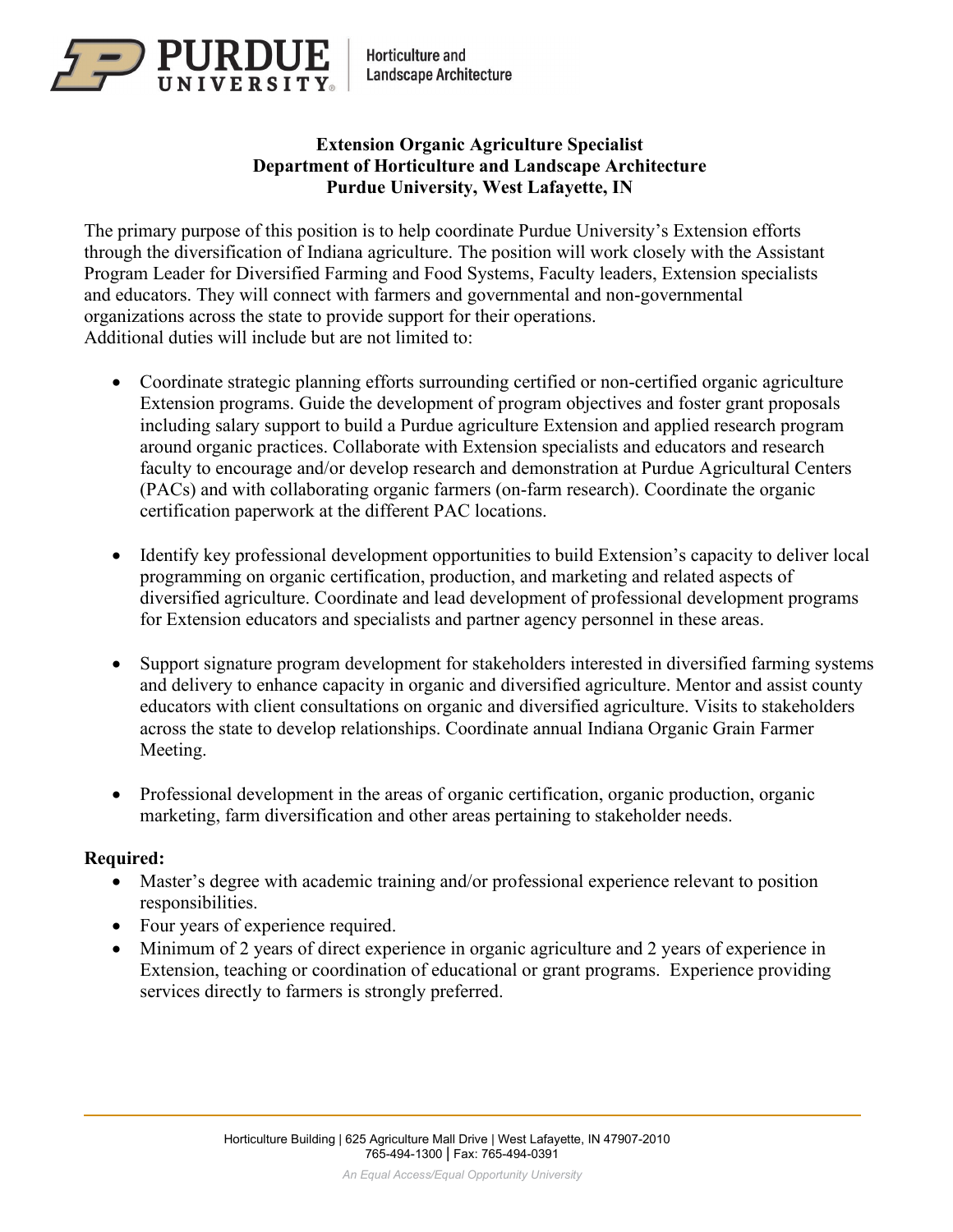**Extension Organic Agriculture Specialist**
**Department of Horticulture and Landscape Architecture**
**Purdue University, West Lafayette, IN**

The primary purpose of this position is to help coordinate Purdue University's Extension efforts through the diversification of Indiana agriculture. The position will work closely with the Assistant Program Leader for Diversified Farming and Food Systems, Faculty leaders, Extension specialists and educators. They will connect with farmers and governmental and non-governmental organizations across the state to provide support for their operations.
Additional duties will include but are not limited to:

- Coordinate strategic planning efforts surrounding certified or non-certified organic agriculture Extension programs. Guide the development of program objectives and foster grant proposals including salary support to build a Purdue agriculture Extension and applied research program around organic practices. Collaborate with Extension specialists and educators and research faculty to encourage and/or develop research and demonstration at Purdue Agricultural Centers (PACs) and with collaborating organic farmers (on-farm research). Coordinate the organic certification paperwork at the different PAC locations.

- Identify key professional development opportunities to build Extension's capacity to deliver local programming on organic certification, production, and marketing and related aspects of diversified agriculture. Coordinate and lead development of professional development programs for Extension educators and specialists and partner agency personnel in these areas.

- Support signature program development for stakeholders interested in diversified farming systems and delivery to enhance capacity in organic and diversified agriculture. Mentor and assist county educators with client consultations on organic and diversified agriculture. Visits to stakeholders across the state to develop relationships. Coordinate annual Indiana Organic Grain Farmer Meeting.

- Professional development in the areas of organic certification, organic production, organic marketing, farm diversification and other areas pertaining to stakeholder needs.

**Required:**

- Master's degree with academic training and/or professional experience relevant to position responsibilities.
- Four years of experience required.
- Minimum of 2 years of direct experience in organic agriculture and 2 years of experience in Extension, teaching or coordination of educational or grant programs. Experience providing services directly to farmers is strongly preferred.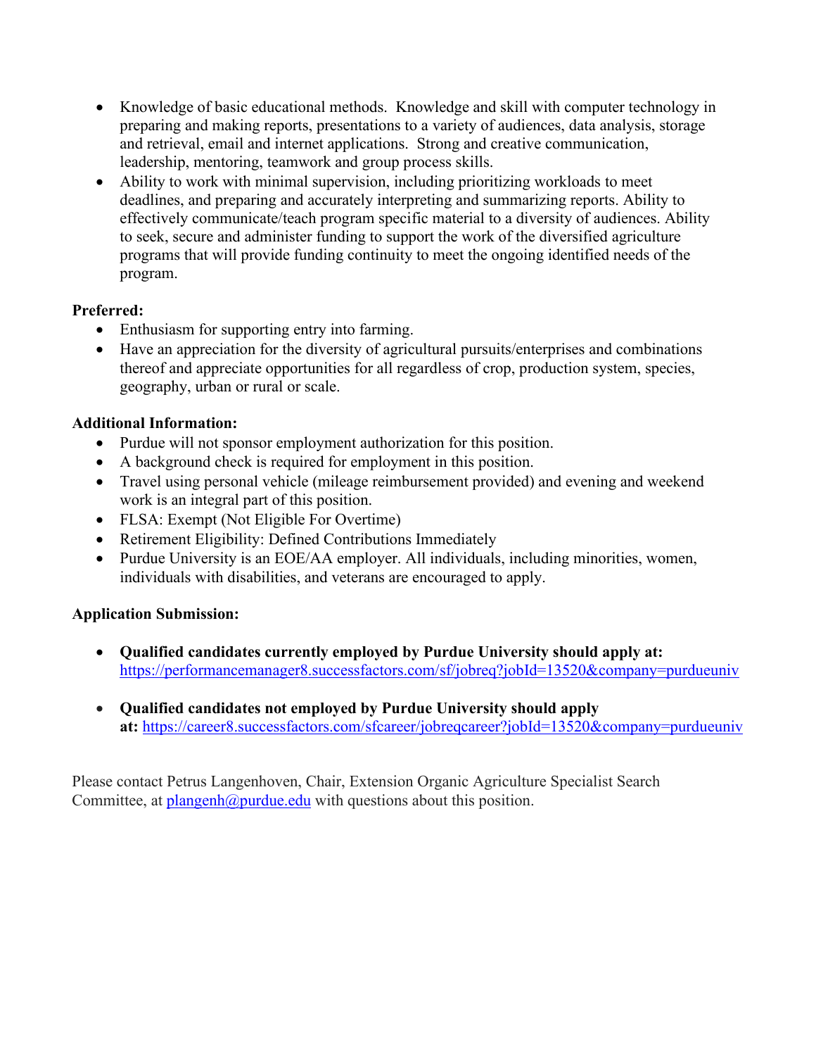- Knowledge of basic educational methods. Knowledge and skill with computer technology in preparing and making reports, presentations to a variety of audiences, data analysis, storage and retrieval, email and internet applications. Strong and creative communication, leadership, mentoring, teamwork and group process skills.
- Ability to work with minimal supervision, including prioritizing workloads to meet deadlines, and preparing and accurately interpreting and summarizing reports. Ability to effectively communicate/teach program specific material to a diversity of audiences. Ability to seek, secure and administer funding to support the work of the diversified agriculture programs that will provide funding continuity to meet the ongoing identified needs of the program.

**Preferred:**

- Enthusiasm for supporting entry into farming.
- Have an appreciation for the diversity of agricultural pursuits/enterprises and combinations thereof and appreciate opportunities for all regardless of crop, production system, species, geography, urban or rural or scale.

**Additional Information:**

- Purdue will not sponsor employment authorization for this position.
- A background check is required for employment in this position.
- Travel using personal vehicle (mileage reimbursement provided) and evening and weekend work is an integral part of this position.
- FLSA: Exempt (Not Eligible For Overtime)
- Retirement Eligibility: Defined Contributions Immediately
- Purdue University is an EOE/AA employer. All individuals, including minorities, women, individuals with disabilities, and veterans are encouraged to apply.

**Application Submission:**

- **Qualified candidates currently employed by Purdue University should apply at:** https://performancemanager8.successfactors.com/sf/jobreq?jobId=13520&company=purdueuniv

- **Qualified candidates not employed by Purdue University should apply at:** https://career8.successfactors.com/sfcareer/jobreqcareer?jobId=13520&company=purdueuniv

Please contact Petrus Langenhoven, Chair, Extension Organic Agriculture Specialist Search Committee, at plangenh@purdue.edu with questions about this position.